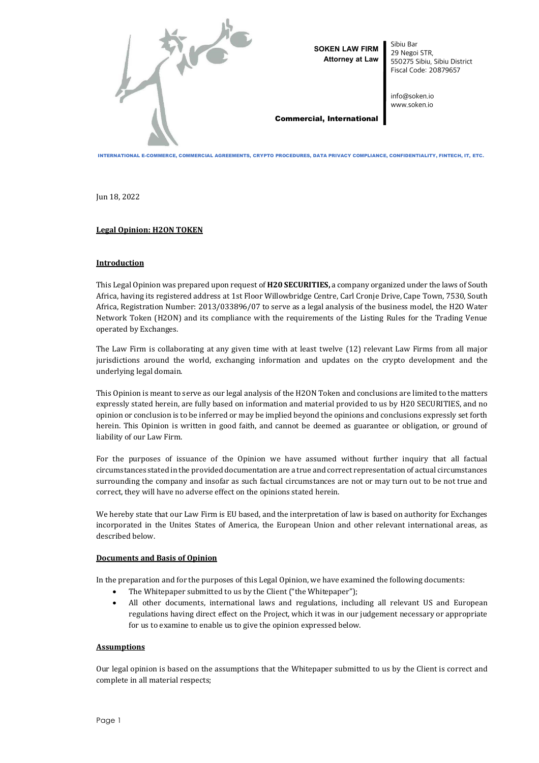**SOKEN LAW FIRM**
**Attorney at Law**

Sibiu Bar
29 Negoi STR,
550275 Sibiu, Sibiu District
Fiscal Code: 20879657

info@soken.io
www.soken.io

**Commercial, International**

INTERNATIONAL E-COMMERCE, COMMERCIAL AGREEMENTS, CRYPTO PROCEDURES, DATA PRIVACY COMPLIANCE, CONFIDENTIALITY, FINTECH, IT, ETC.

Jun 18, 2022

**Legal Opinion: H2ON TOKEN**

**Introduction**

This Legal Opinion was prepared upon request of **H20 SECURITIES,** a company organized under the laws of South Africa, having its registered address at 1st Floor Willowbridge Centre, Carl Cronje Drive, Cape Town, 7530, South Africa, Registration Number: 2013/033896/07 to serve as a legal analysis of the business model, the H2O Water Network Token (H2ON) and its compliance with the requirements of the Listing Rules for the Trading Venue operated by Exchanges.

The Law Firm is collaborating at any given time with at least twelve (12) relevant Law Firms from all major jurisdictions around the world, exchanging information and updates on the crypto development and the underlying legal domain.

This Opinion is meant to serve as our legal analysis of the H2ON Token and conclusions are limited to the matters expressly stated herein, are fully based on information and material provided to us by H20 SECURITIES, and no opinion or conclusion is to be inferred or may be implied beyond the opinions and conclusions expressly set forth herein. This Opinion is written in good faith, and cannot be deemed as guarantee or obligation, or ground of liability of our Law Firm.

For the purposes of issuance of the Opinion we have assumed without further inquiry that all factual circumstances stated in the provided documentation are a true and correct representation of actual circumstances surrounding the company and insofar as such factual circumstances are not or may turn out to be not true and correct, they will have no adverse effect on the opinions stated herein.

We hereby state that our Law Firm is EU based, and the interpretation of law is based on authority for Exchanges incorporated in the Unites States of America, the European Union and other relevant international areas, as described below.

**Documents and Basis of Opinion**

In the preparation and for the purposes of this Legal Opinion, we have examined the following documents:

- The Whitepaper submitted to us by the Client ("the Whitepaper");
- All other documents, international laws and regulations, including all relevant US and European regulations having direct effect on the Project, which it was in our judgement necessary or appropriate for us to examine to enable us to give the opinion expressed below.

**Assumptions**

Our legal opinion is based on the assumptions that the Whitepaper submitted to us by the Client is correct and complete in all material respects;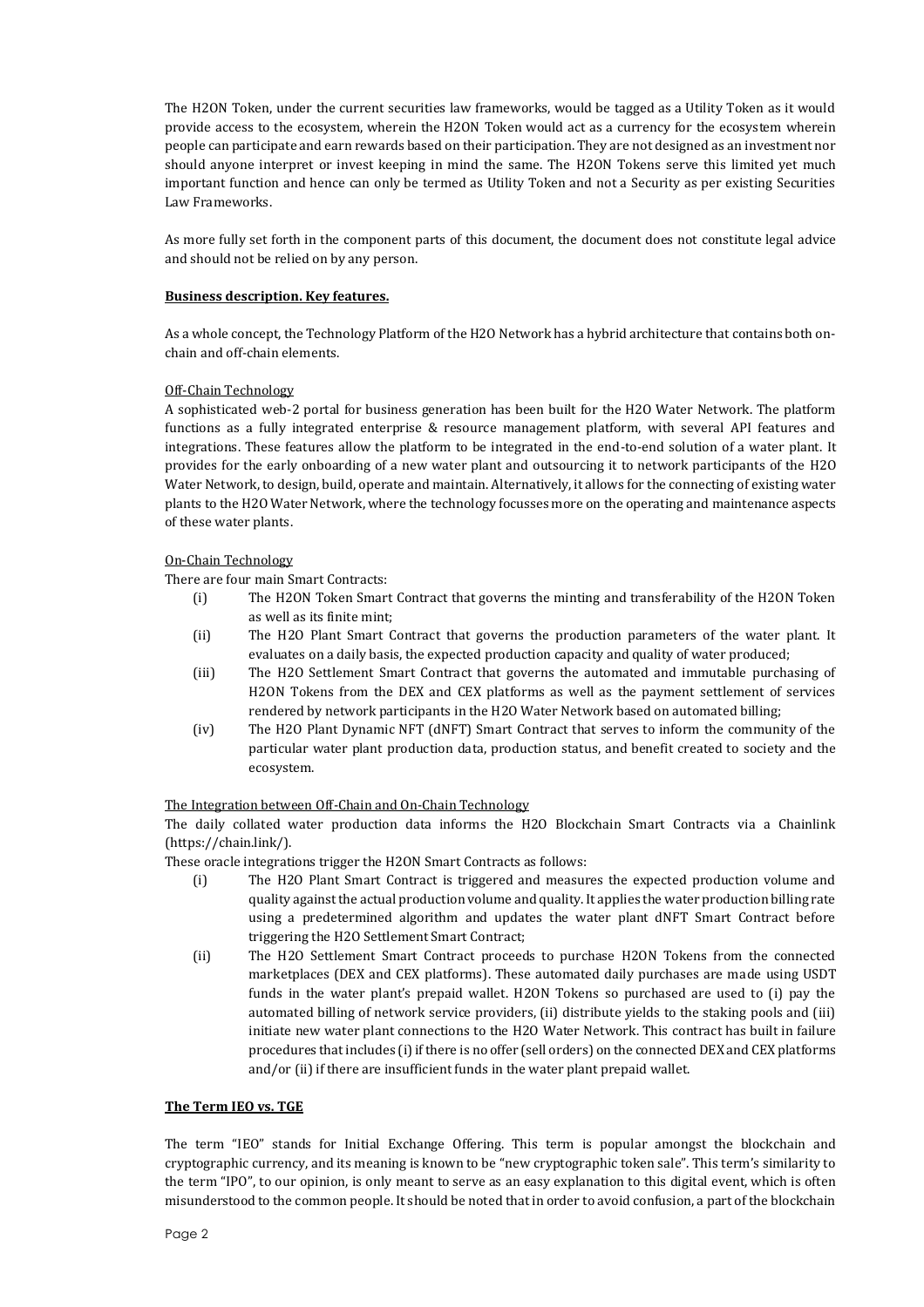The H2ON Token, under the current securities law frameworks, would be tagged as a Utility Token as it would provide access to the ecosystem, wherein the H2ON Token would act as a currency for the ecosystem wherein people can participate and earn rewards based on their participation. They are not designed as an investment nor should anyone interpret or invest keeping in mind the same. The H2ON Tokens serve this limited yet much important function and hence can only be termed as Utility Token and not a Security as per existing Securities Law Frameworks.

As more fully set forth in the component parts of this document, the document does not constitute legal advice and should not be relied on by any person.

**Business description. Key features.**

As a whole concept, the Technology Platform of the H2O Network has a hybrid architecture that contains both on-chain and off-chain elements.

Off-Chain Technology

A sophisticated web-2 portal for business generation has been built for the H2O Water Network. The platform functions as a fully integrated enterprise & resource management platform, with several API features and integrations. These features allow the platform to be integrated in the end-to-end solution of a water plant. It provides for the early onboarding of a new water plant and outsourcing it to network participants of the H2O Water Network, to design, build, operate and maintain. Alternatively, it allows for the connecting of existing water plants to the H2O Water Network, where the technology focusses more on the operating and maintenance aspects of these water plants.

On-Chain Technology

There are four main Smart Contracts:

(i) The H2ON Token Smart Contract that governs the minting and transferability of the H2ON Token as well as its finite mint;

(ii) The H2O Plant Smart Contract that governs the production parameters of the water plant. It evaluates on a daily basis, the expected production capacity and quality of water produced;

(iii) The H2O Settlement Smart Contract that governs the automated and immutable purchasing of H2ON Tokens from the DEX and CEX platforms as well as the payment settlement of services rendered by network participants in the H2O Water Network based on automated billing;

(iv) The H2O Plant Dynamic NFT (dNFT) Smart Contract that serves to inform the community of the particular water plant production data, production status, and benefit created to society and the ecosystem.

The Integration between Off-Chain and On-Chain Technology

The daily collated water production data informs the H2O Blockchain Smart Contracts via a Chainlink (https://chain.link/).

These oracle integrations trigger the H2ON Smart Contracts as follows:

(i) The H2O Plant Smart Contract is triggered and measures the expected production volume and quality against the actual production volume and quality. It applies the water production billing rate using a predetermined algorithm and updates the water plant dNFT Smart Contract before triggering the H2O Settlement Smart Contract;

(ii) The H2O Settlement Smart Contract proceeds to purchase H2ON Tokens from the connected marketplaces (DEX and CEX platforms). These automated daily purchases are made using USDT funds in the water plant's prepaid wallet. H2ON Tokens so purchased are used to (i) pay the automated billing of network service providers, (ii) distribute yields to the staking pools and (iii) initiate new water plant connections to the H2O Water Network. This contract has built in failure procedures that includes (i) if there is no offer (sell orders) on the connected DEX and CEX platforms and/or (ii) if there are insufficient funds in the water plant prepaid wallet.

**The Term IEO vs. TGE**

The term "IEO" stands for Initial Exchange Offering. This term is popular amongst the blockchain and cryptographic currency, and its meaning is known to be "new cryptographic token sale". This term's similarity to the term "IPO", to our opinion, is only meant to serve as an easy explanation to this digital event, which is often misunderstood to the common people. It should be noted that in order to avoid confusion, a part of the blockchain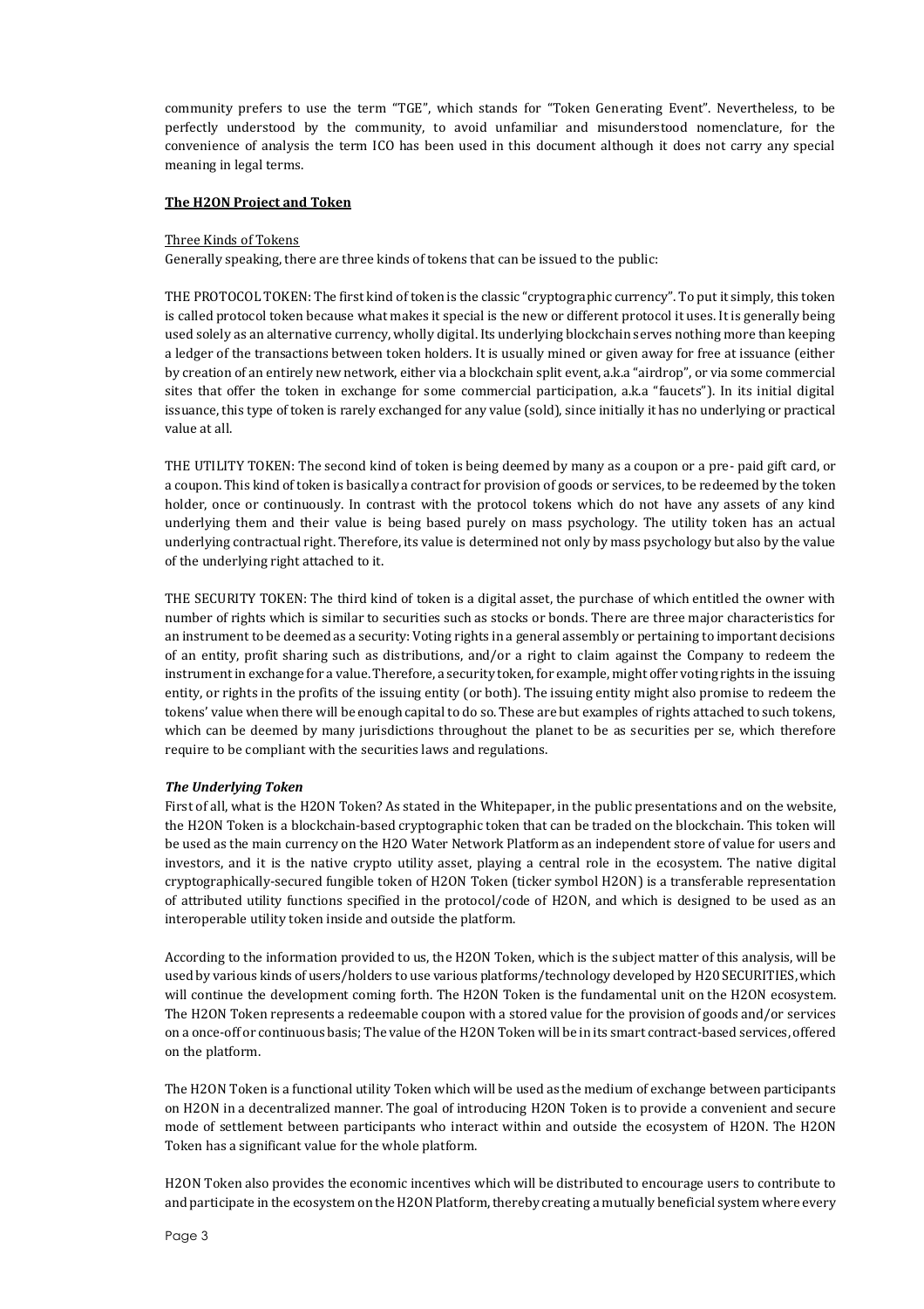community prefers to use the term "TGE", which stands for "Token Generating Event". Nevertheless, to be perfectly understood by the community, to avoid unfamiliar and misunderstood nomenclature, for the convenience of analysis the term ICO has been used in this document although it does not carry any special meaning in legal terms.

**The H2ON Project and Token**

Three Kinds of Tokens

Generally speaking, there are three kinds of tokens that can be issued to the public:

THE PROTOCOL TOKEN: The first kind of token is the classic "cryptographic currency". To put it simply, this token is called protocol token because what makes it special is the new or different protocol it uses. It is generally being used solely as an alternative currency, wholly digital. Its underlying blockchain serves nothing more than keeping a ledger of the transactions between token holders. It is usually mined or given away for free at issuance (either by creation of an entirely new network, either via a blockchain split event, a.k.a "airdrop", or via some commercial sites that offer the token in exchange for some commercial participation, a.k.a "faucets"). In its initial digital issuance, this type of token is rarely exchanged for any value (sold), since initially it has no underlying or practical value at all.

THE UTILITY TOKEN: The second kind of token is being deemed by many as a coupon or a pre- paid gift card, or a coupon. This kind of token is basically a contract for provision of goods or services, to be redeemed by the token holder, once or continuously. In contrast with the protocol tokens which do not have any assets of any kind underlying them and their value is being based purely on mass psychology. The utility token has an actual underlying contractual right. Therefore, its value is determined not only by mass psychology but also by the value of the underlying right attached to it.

THE SECURITY TOKEN: The third kind of token is a digital asset, the purchase of which entitled the owner with number of rights which is similar to securities such as stocks or bonds. There are three major characteristics for an instrument to be deemed as a security: Voting rights in a general assembly or pertaining to important decisions of an entity, profit sharing such as distributions, and/or a right to claim against the Company to redeem the instrument in exchange for a value. Therefore, a security token, for example, might offer voting rights in the issuing entity, or rights in the profits of the issuing entity (or both). The issuing entity might also promise to redeem the tokens' value when there will be enough capital to do so. These are but examples of rights attached to such tokens, which can be deemed by many jurisdictions throughout the planet to be as securities per se, which therefore require to be compliant with the securities laws and regulations.

***The Underlying Token***

First of all, what is the H2ON Token? As stated in the Whitepaper, in the public presentations and on the website, the H2ON Token is a blockchain-based cryptographic token that can be traded on the blockchain. This token will be used as the main currency on the H2O Water Network Platform as an independent store of value for users and investors, and it is the native crypto utility asset, playing a central role in the ecosystem. The native digital cryptographically-secured fungible token of H2ON Token (ticker symbol H2ON) is a transferable representation of attributed utility functions specified in the protocol/code of H2ON, and which is designed to be used as an interoperable utility token inside and outside the platform.

According to the information provided to us, the H2ON Token, which is the subject matter of this analysis, will be used by various kinds of users/holders to use various platforms/technology developed by H20 SECURITIES, which will continue the development coming forth. The H2ON Token is the fundamental unit on the H2ON ecosystem. The H2ON Token represents a redeemable coupon with a stored value for the provision of goods and/or services on a once-off or continuous basis; The value of the H2ON Token will be in its smart contract-based services, offered on the platform.

The H2ON Token is a functional utility Token which will be used as the medium of exchange between participants on H2ON in a decentralized manner. The goal of introducing H2ON Token is to provide a convenient and secure mode of settlement between participants who interact within and outside the ecosystem of H2ON. The H2ON Token has a significant value for the whole platform.

H2ON Token also provides the economic incentives which will be distributed to encourage users to contribute to and participate in the ecosystem on the H2ON Platform, thereby creating a mutually beneficial system where every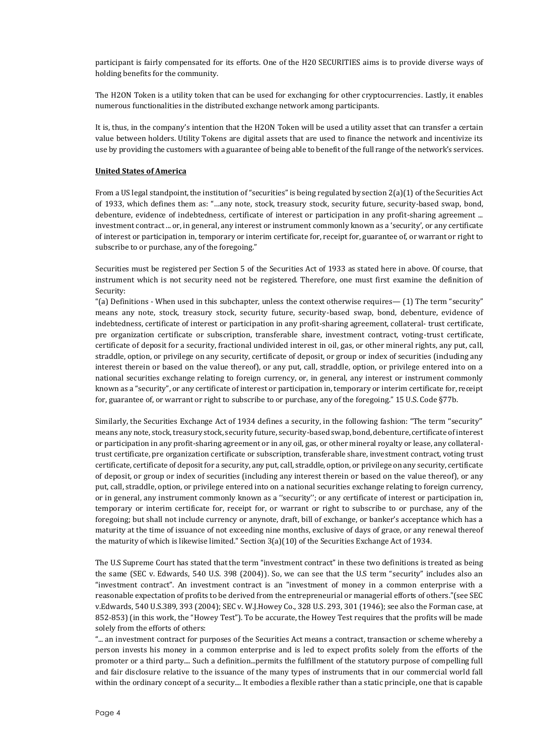participant is fairly compensated for its efforts. One of the H20 SECURITIES aims is to provide diverse ways of holding benefits for the community.

The H2ON Token is a utility token that can be used for exchanging for other cryptocurrencies. Lastly, it enables numerous functionalities in the distributed exchange network among participants.

It is, thus, in the company's intention that the H2ON Token will be used a utility asset that can transfer a certain value between holders. Utility Tokens are digital assets that are used to finance the network and incentivize its use by providing the customers with a guarantee of being able to benefit of the full range of the network's services.

**United States of America**

From a US legal standpoint, the institution of "securities" is being regulated by section 2(a)(1) of the Securities Act of 1933, which defines them as: "…any note, stock, treasury stock, security future, security-based swap, bond, debenture, evidence of indebtedness, certificate of interest or participation in any profit-sharing agreement ... investment contract … or, in general, any interest or instrument commonly known as a 'security', or any certificate of interest or participation in, temporary or interim certificate for, receipt for, guarantee of, or warrant or right to subscribe to or purchase, any of the foregoing."

Securities must be registered per Section 5 of the Securities Act of 1933 as stated here in above. Of course, that instrument which is not security need not be registered. Therefore, one must first examine the definition of Security:

"(a) Definitions - When used in this subchapter, unless the context otherwise requires— (1) The term "security" means any note, stock, treasury stock, security future, security-based swap, bond, debenture, evidence of indebtedness, certificate of interest or participation in any profit-sharing agreement, collateral- trust certificate, pre organization certificate or subscription, transferable share, investment contract, voting-trust certificate, certificate of deposit for a security, fractional undivided interest in oil, gas, or other mineral rights, any put, call, straddle, option, or privilege on any security, certificate of deposit, or group or index of securities (including any interest therein or based on the value thereof), or any put, call, straddle, option, or privilege entered into on a national securities exchange relating to foreign currency, or, in general, any interest or instrument commonly known as a "security", or any certificate of interest or participation in, temporary or interim certificate for, receipt for, guarantee of, or warrant or right to subscribe to or purchase, any of the foregoing." 15 U.S. Code §77b.

Similarly, the Securities Exchange Act of 1934 defines a security, in the following fashion: "The term "security" means any note, stock, treasury stock, security future, security-based swap, bond, debenture, certificate of interest or participation in any profit-sharing agreement or in any oil, gas, or other mineral royalty or lease, any collateral-trust certificate, pre organization certificate or subscription, transferable share, investment contract, voting trust certificate, certificate of deposit for a security, any put, call, straddle, option, or privilege on any security, certificate of deposit, or group or index of securities (including any interest therein or based on the value thereof), or any put, call, straddle, option, or privilege entered into on a national securities exchange relating to foreign currency, or in general, any instrument commonly known as a ''security''; or any certificate of interest or participation in, temporary or interim certificate for, receipt for, or warrant or right to subscribe to or purchase, any of the foregoing; but shall not include currency or anynote, draft, bill of exchange, or banker's acceptance which has a maturity at the time of issuance of not exceeding nine months, exclusive of days of grace, or any renewal thereof the maturity of which is likewise limited." Section 3(a)(10) of the Securities Exchange Act of 1934.

The U.S Supreme Court has stated that the term "investment contract" in these two definitions is treated as being the same (SEC v. Edwards, 540 U.S. 398 (2004)). So, we can see that the U.S term "security" includes also an "investment contract". An investment contract is an "investment of money in a common enterprise with a reasonable expectation of profits to be derived from the entrepreneurial or managerial efforts of others."(see SEC v.Edwards, 540 U.S.389, 393 (2004); SEC v. W.J.Howey Co., 328 U.S. 293, 301 (1946); see also the Forman case, at 852-853) (in this work, the "Howey Test"). To be accurate, the Howey Test requires that the profits will be made solely from the efforts of others:

"... an investment contract for purposes of the Securities Act means a contract, transaction or scheme whereby a person invests his money in a common enterprise and is led to expect profits solely from the efforts of the promoter or a third party.... Such a definition...permits the fulfillment of the statutory purpose of compelling full and fair disclosure relative to the issuance of the many types of instruments that in our commercial world fall within the ordinary concept of a security.... It embodies a flexible rather than a static principle, one that is capable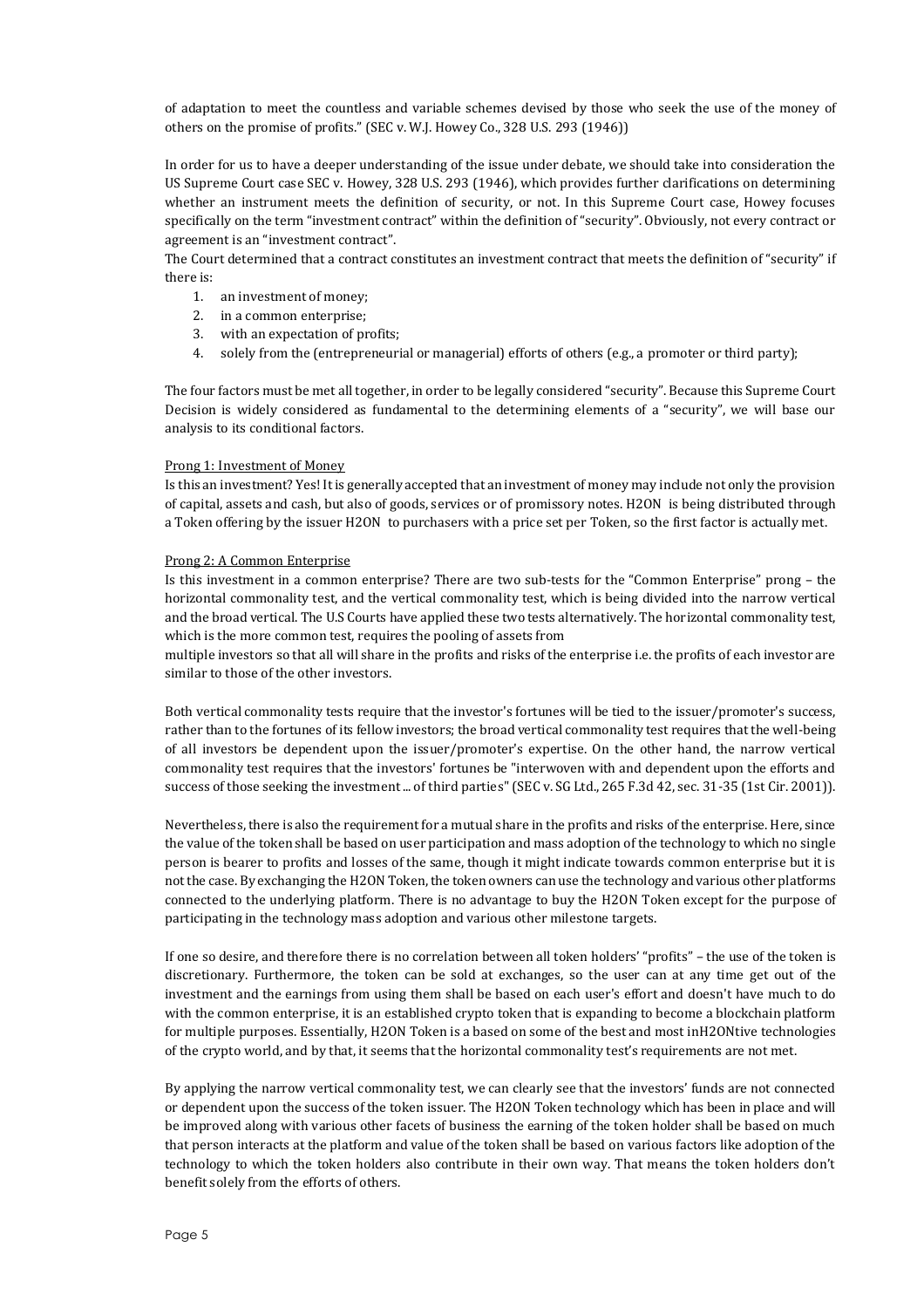of adaptation to meet the countless and variable schemes devised by those who seek the use of the money of others on the promise of profits." (SEC v. W.J. Howey Co., 328 U.S. 293 (1946))

In order for us to have a deeper understanding of the issue under debate, we should take into consideration the US Supreme Court case SEC v. Howey, 328 U.S. 293 (1946), which provides further clarifications on determining whether an instrument meets the definition of security, or not. In this Supreme Court case, Howey focuses specifically on the term "investment contract" within the definition of "security". Obviously, not every contract or agreement is an "investment contract".

The Court determined that a contract constitutes an investment contract that meets the definition of "security" if there is:

1. an investment of money;
2. in a common enterprise;
3. with an expectation of profits;
4. solely from the (entrepreneurial or managerial) efforts of others (e.g., a promoter or third party);

The four factors must be met all together, in order to be legally considered "security". Because this Supreme Court Decision is widely considered as fundamental to the determining elements of a "security", we will base our analysis to its conditional factors.

<u>Prong 1: Investment of Money</u>

Is this an investment? Yes! It is generally accepted that an investment of money may include not only the provision of capital, assets and cash, but also of goods, services or of promissory notes. H2ON is being distributed through a Token offering by the issuer H2ON to purchasers with a price set per Token, so the first factor is actually met.

<u>Prong 2: A Common Enterprise</u>

Is this investment in a common enterprise? There are two sub-tests for the "Common Enterprise" prong – the horizontal commonality test, and the vertical commonality test, which is being divided into the narrow vertical and the broad vertical. The U.S Courts have applied these two tests alternatively. The horizontal commonality test, which is the more common test, requires the pooling of assets from multiple investors so that all will share in the profits and risks of the enterprise i.e. the profits of each investor are similar to those of the other investors.

Both vertical commonality tests require that the investor's fortunes will be tied to the issuer/promoter's success, rather than to the fortunes of its fellow investors; the broad vertical commonality test requires that the well-being of all investors be dependent upon the issuer/promoter's expertise. On the other hand, the narrow vertical commonality test requires that the investors' fortunes be "interwoven with and dependent upon the efforts and success of those seeking the investment ... of third parties" (SEC v. SG Ltd., 265 F.3d 42, sec. 31-35 (1st Cir. 2001)).

Nevertheless, there is also the requirement for a mutual share in the profits and risks of the enterprise. Here, since the value of the token shall be based on user participation and mass adoption of the technology to which no single person is bearer to profits and losses of the same, though it might indicate towards common enterprise but it is not the case. By exchanging the H2ON Token, the token owners can use the technology and various other platforms connected to the underlying platform. There is no advantage to buy the H2ON Token except for the purpose of participating in the technology mass adoption and various other milestone targets.

If one so desire, and therefore there is no correlation between all token holders' "profits" – the use of the token is discretionary. Furthermore, the token can be sold at exchanges, so the user can at any time get out of the investment and the earnings from using them shall be based on each user's effort and doesn't have much to do with the common enterprise, it is an established crypto token that is expanding to become a blockchain platform for multiple purposes. Essentially, H2ON Token is a based on some of the best and most inH2ONtive technologies of the crypto world, and by that, it seems that the horizontal commonality test's requirements are not met.

By applying the narrow vertical commonality test, we can clearly see that the investors' funds are not connected or dependent upon the success of the token issuer. The H2ON Token technology which has been in place and will be improved along with various other facets of business the earning of the token holder shall be based on much that person interacts at the platform and value of the token shall be based on various factors like adoption of the technology to which the token holders also contribute in their own way. That means the token holders don't benefit solely from the efforts of others.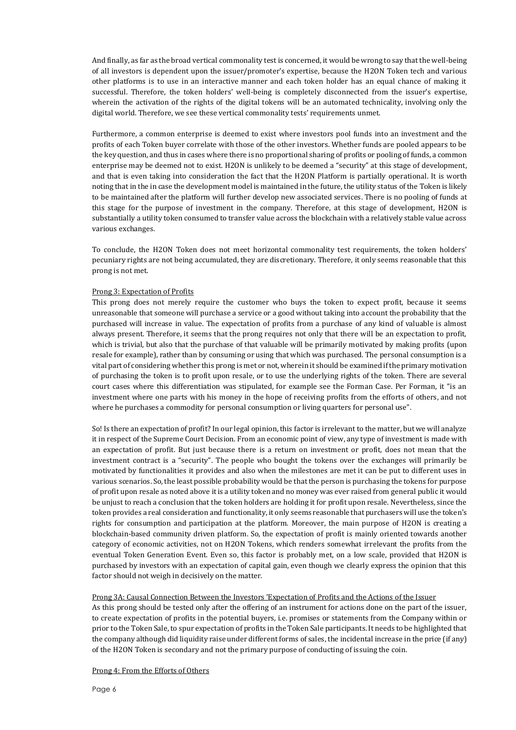And finally, as far as the broad vertical commonality test is concerned, it would be wrong to say that the well-being of all investors is dependent upon the issuer/promoter's expertise, because the H2ON Token tech and various other platforms is to use in an interactive manner and each token holder has an equal chance of making it successful. Therefore, the token holders' well-being is completely disconnected from the issuer's expertise, wherein the activation of the rights of the digital tokens will be an automated technicality, involving only the digital world. Therefore, we see these vertical commonality tests' requirements unmet.

Furthermore, a common enterprise is deemed to exist where investors pool funds into an investment and the profits of each Token buyer correlate with those of the other investors. Whether funds are pooled appears to be the key question, and thus in cases where there is no proportional sharing of profits or pooling of funds, a common enterprise may be deemed not to exist. H2ON is unlikely to be deemed a "security" at this stage of development, and that is even taking into consideration the fact that the H2ON Platform is partially operational. It is worth noting that in the in case the development model is maintained in the future, the utility status of the Token is likely to be maintained after the platform will further develop new associated services. There is no pooling of funds at this stage for the purpose of investment in the company. Therefore, at this stage of development, H2ON is substantially a utility token consumed to transfer value across the blockchain with a relatively stable value across various exchanges.

To conclude, the H2ON Token does not meet horizontal commonality test requirements, the token holders' pecuniary rights are not being accumulated, they are discretionary. Therefore, it only seems reasonable that this prong is not met.

<u>Prong 3: Expectation of Profits</u>

This prong does not merely require the customer who buys the token to expect profit, because it seems unreasonable that someone will purchase a service or a good without taking into account the probability that the purchased will increase in value. The expectation of profits from a purchase of any kind of valuable is almost always present. Therefore, it seems that the prong requires not only that there will be an expectation to profit, which is trivial, but also that the purchase of that valuable will be primarily motivated by making profits (upon resale for example), rather than by consuming or using that which was purchased. The personal consumption is a vital part of considering whether this prong is met or not, wherein it should be examined if the primary motivation of purchasing the token is to profit upon resale, or to use the underlying rights of the token. There are several court cases where this differentiation was stipulated, for example see the Forman Case. Per Forman, it "is an investment where one parts with his money in the hope of receiving profits from the efforts of others, and not where he purchases a commodity for personal consumption or living quarters for personal use".

So! Is there an expectation of profit? In our legal opinion, this factor is irrelevant to the matter, but we will analyze it in respect of the Supreme Court Decision. From an economic point of view, any type of investment is made with an expectation of profit. But just because there is a return on investment or profit, does not mean that the investment contract is a "security". The people who bought the tokens over the exchanges will primarily be motivated by functionalities it provides and also when the milestones are met it can be put to different uses in various scenarios. So, the least possible probability would be that the person is purchasing the tokens for purpose of profit upon resale as noted above it is a utility token and no money was ever raised from general public it would be unjust to reach a conclusion that the token holders are holding it for profit upon resale. Nevertheless, since the token provides a real consideration and functionality, it only seems reasonable that purchasers will use the token's rights for consumption and participation at the platform. Moreover, the main purpose of H2ON is creating a blockchain-based community driven platform. So, the expectation of profit is mainly oriented towards another category of economic activities, not on H2ON Tokens, which renders somewhat irrelevant the profits from the eventual Token Generation Event. Even so, this factor is probably met, on a low scale, provided that H2ON is purchased by investors with an expectation of capital gain, even though we clearly express the opinion that this factor should not weigh in decisively on the matter.

<u>Prong 3A: Causal Connection Between the Investors 'Expectation of Profits and the Actions of the Issuer</u>

As this prong should be tested only after the offering of an instrument for actions done on the part of the issuer, to create expectation of profits in the potential buyers, i.e. promises or statements from the Company within or prior to the Token Sale, to spur expectation of profits in the Token Sale participants. It needs to be highlighted that the company although did liquidity raise under different forms of sales, the incidental increase in the price (if any) of the H2ON Token is secondary and not the primary purpose of conducting of issuing the coin.

<u>Prong 4: From the Efforts of Others</u>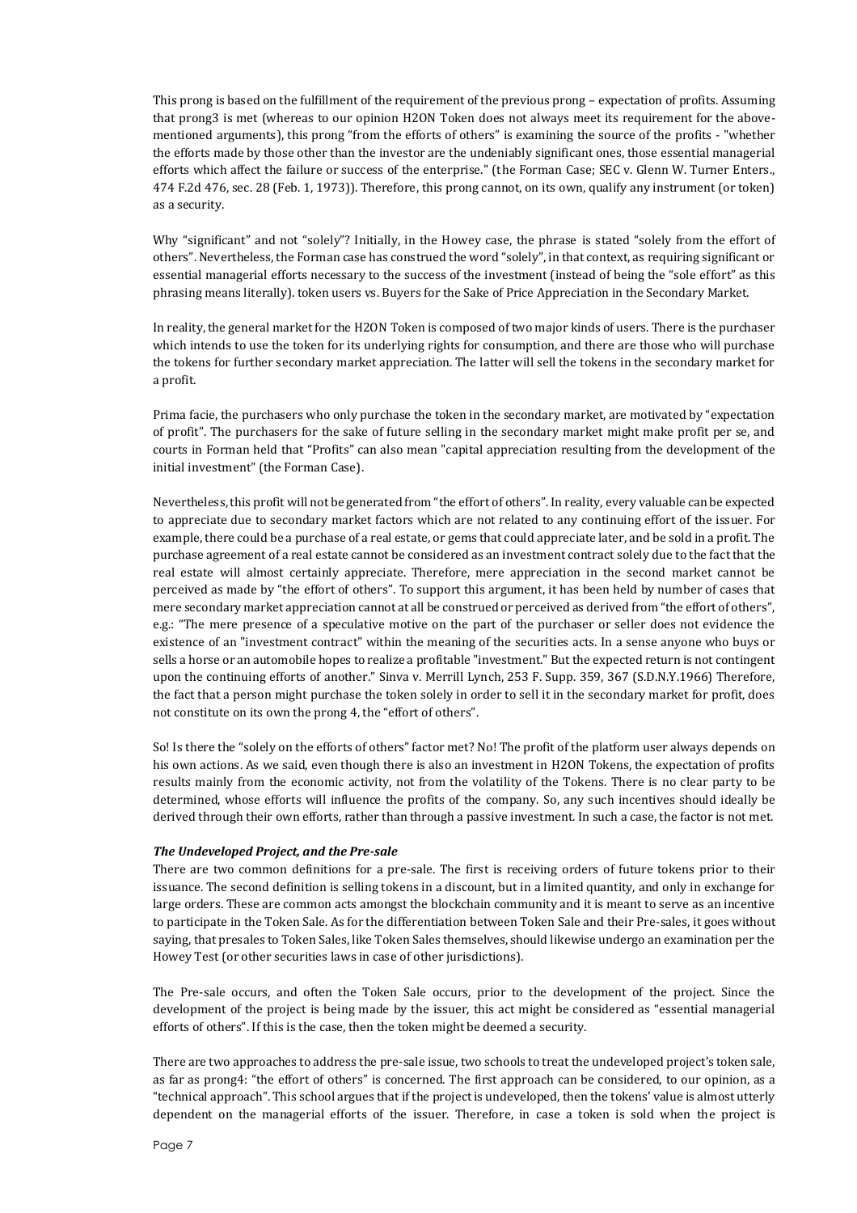This prong is based on the fulfillment of the requirement of the previous prong – expectation of profits. Assuming that prong3 is met (whereas to our opinion H2ON Token does not always meet its requirement for the above-mentioned arguments), this prong "from the efforts of others" is examining the source of the profits - "whether the efforts made by those other than the investor are the undeniably significant ones, those essential managerial efforts which affect the failure or success of the enterprise." (the Forman Case; SEC v. Glenn W. Turner Enters., 474 F.2d 476, sec. 28 (Feb. 1, 1973)). Therefore, this prong cannot, on its own, qualify any instrument (or token) as a security.

Why "significant" and not "solely"? Initially, in the Howey case, the phrase is stated "solely from the effort of others". Nevertheless, the Forman case has construed the word "solely", in that context, as requiring significant or essential managerial efforts necessary to the success of the investment (instead of being the "sole effort" as this phrasing means literally). token users vs. Buyers for the Sake of Price Appreciation in the Secondary Market.

In reality, the general market for the H2ON Token is composed of two major kinds of users. There is the purchaser which intends to use the token for its underlying rights for consumption, and there are those who will purchase the tokens for further secondary market appreciation. The latter will sell the tokens in the secondary market for a profit.

Prima facie, the purchasers who only purchase the token in the secondary market, are motivated by "expectation of profit". The purchasers for the sake of future selling in the secondary market might make profit per se, and courts in Forman held that "Profits" can also mean "capital appreciation resulting from the development of the initial investment" (the Forman Case).

Nevertheless, this profit will not be generated from "the effort of others". In reality, every valuable can be expected to appreciate due to secondary market factors which are not related to any continuing effort of the issuer. For example, there could be a purchase of a real estate, or gems that could appreciate later, and be sold in a profit. The purchase agreement of a real estate cannot be considered as an investment contract solely due to the fact that the real estate will almost certainly appreciate. Therefore, mere appreciation in the second market cannot be perceived as made by "the effort of others". To support this argument, it has been held by number of cases that mere secondary market appreciation cannot at all be construed or perceived as derived from "the effort of others", e.g.: "The mere presence of a speculative motive on the part of the purchaser or seller does not evidence the existence of an "investment contract" within the meaning of the securities acts. In a sense anyone who buys or sells a horse or an automobile hopes to realize a profitable "investment." But the expected return is not contingent upon the continuing efforts of another." Sinva v. Merrill Lynch, 253 F. Supp. 359, 367 (S.D.N.Y.1966) Therefore, the fact that a person might purchase the token solely in order to sell it in the secondary market for profit, does not constitute on its own the prong 4, the "effort of others".

So! Is there the "solely on the efforts of others" factor met? No! The profit of the platform user always depends on his own actions. As we said, even though there is also an investment in H2ON Tokens, the expectation of profits results mainly from the economic activity, not from the volatility of the Tokens. There is no clear party to be determined, whose efforts will influence the profits of the company. So, any such incentives should ideally be derived through their own efforts, rather than through a passive investment. In such a case, the factor is not met.

***The Undeveloped Project, and the Pre-sale***

There are two common definitions for a pre-sale. The first is receiving orders of future tokens prior to their issuance. The second definition is selling tokens in a discount, but in a limited quantity, and only in exchange for large orders. These are common acts amongst the blockchain community and it is meant to serve as an incentive to participate in the Token Sale. As for the differentiation between Token Sale and their Pre-sales, it goes without saying, that presales to Token Sales, like Token Sales themselves, should likewise undergo an examination per the Howey Test (or other securities laws in case of other jurisdictions).

The Pre-sale occurs, and often the Token Sale occurs, prior to the development of the project. Since the development of the project is being made by the issuer, this act might be considered as "essential managerial efforts of others". If this is the case, then the token might be deemed a security.

There are two approaches to address the pre-sale issue, two schools to treat the undeveloped project's token sale, as far as prong4: "the effort of others" is concerned. The first approach can be considered, to our opinion, as a "technical approach". This school argues that if the project is undeveloped, then the tokens' value is almost utterly dependent on the managerial efforts of the issuer. Therefore, in case a token is sold when the project is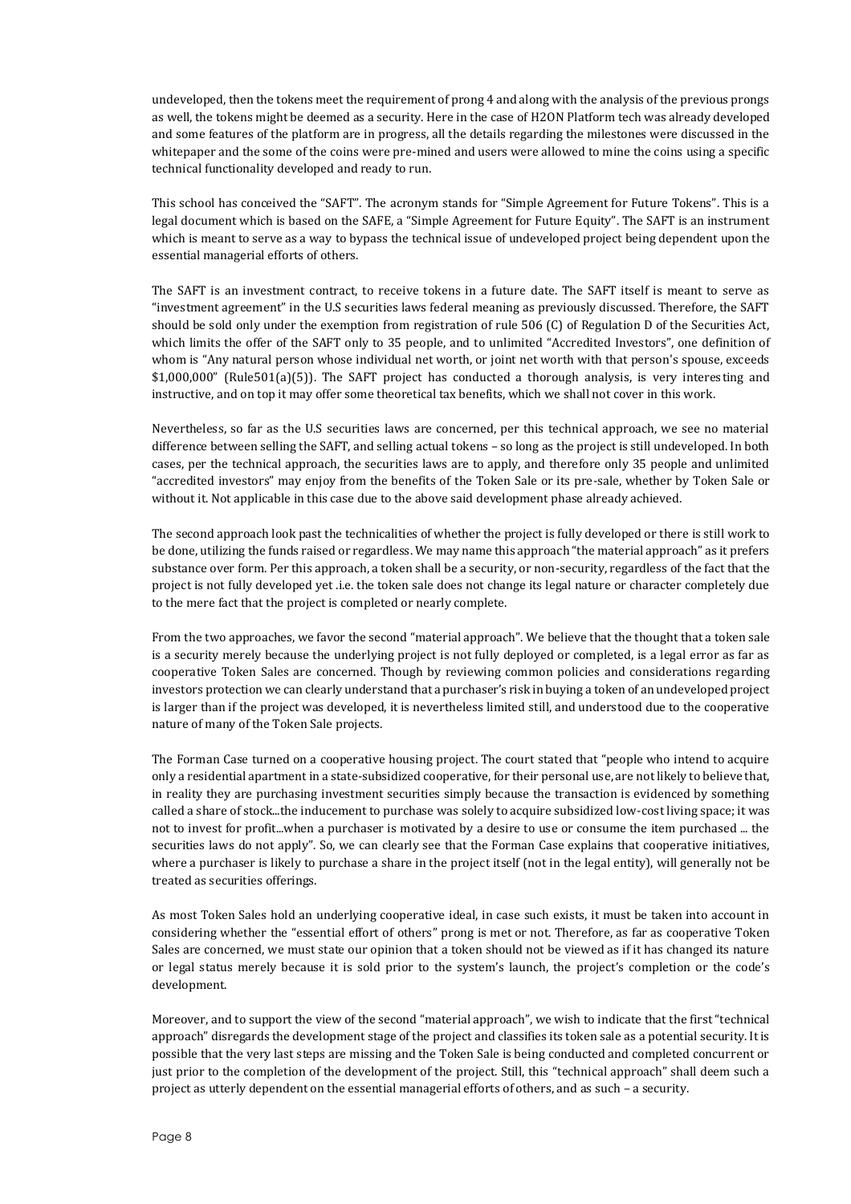undeveloped, then the tokens meet the requirement of prong 4 and along with the analysis of the previous prongs as well, the tokens might be deemed as a security. Here in the case of H2ON Platform tech was already developed and some features of the platform are in progress, all the details regarding the milestones were discussed in the whitepaper and the some of the coins were pre-mined and users were allowed to mine the coins using a specific technical functionality developed and ready to run.

This school has conceived the "SAFT". The acronym stands for "Simple Agreement for Future Tokens". This is a legal document which is based on the SAFE, a "Simple Agreement for Future Equity". The SAFT is an instrument which is meant to serve as a way to bypass the technical issue of undeveloped project being dependent upon the essential managerial efforts of others.

The SAFT is an investment contract, to receive tokens in a future date. The SAFT itself is meant to serve as "investment agreement" in the U.S securities laws federal meaning as previously discussed. Therefore, the SAFT should be sold only under the exemption from registration of rule 506 (C) of Regulation D of the Securities Act, which limits the offer of the SAFT only to 35 people, and to unlimited "Accredited Investors", one definition of whom is "Any natural person whose individual net worth, or joint net worth with that person's spouse, exceeds $1,000,000" (Rule501(a)(5)). The SAFT project has conducted a thorough analysis, is very interesting and instructive, and on top it may offer some theoretical tax benefits, which we shall not cover in this work.

Nevertheless, so far as the U.S securities laws are concerned, per this technical approach, we see no material difference between selling the SAFT, and selling actual tokens – so long as the project is still undeveloped. In both cases, per the technical approach, the securities laws are to apply, and therefore only 35 people and unlimited "accredited investors" may enjoy from the benefits of the Token Sale or its pre-sale, whether by Token Sale or without it. Not applicable in this case due to the above said development phase already achieved.

The second approach look past the technicalities of whether the project is fully developed or there is still work to be done, utilizing the funds raised or regardless. We may name this approach "the material approach" as it prefers substance over form. Per this approach, a token shall be a security, or non-security, regardless of the fact that the project is not fully developed yet .i.e. the token sale does not change its legal nature or character completely due to the mere fact that the project is completed or nearly complete.

From the two approaches, we favor the second "material approach". We believe that the thought that a token sale is a security merely because the underlying project is not fully deployed or completed, is a legal error as far as cooperative Token Sales are concerned. Though by reviewing common policies and considerations regarding investors protection we can clearly understand that a purchaser's risk in buying a token of an undeveloped project is larger than if the project was developed, it is nevertheless limited still, and understood due to the cooperative nature of many of the Token Sale projects.

The Forman Case turned on a cooperative housing project. The court stated that "people who intend to acquire only a residential apartment in a state-subsidized cooperative, for their personal use, are not likely to believe that, in reality they are purchasing investment securities simply because the transaction is evidenced by something called a share of stock...the inducement to purchase was solely to acquire subsidized low-cost living space; it was not to invest for profit...when a purchaser is motivated by a desire to use or consume the item purchased ... the securities laws do not apply". So, we can clearly see that the Forman Case explains that cooperative initiatives, where a purchaser is likely to purchase a share in the project itself (not in the legal entity), will generally not be treated as securities offerings.

As most Token Sales hold an underlying cooperative ideal, in case such exists, it must be taken into account in considering whether the "essential effort of others" prong is met or not. Therefore, as far as cooperative Token Sales are concerned, we must state our opinion that a token should not be viewed as if it has changed its nature or legal status merely because it is sold prior to the system's launch, the project's completion or the code's development.

Moreover, and to support the view of the second "material approach", we wish to indicate that the first "technical approach" disregards the development stage of the project and classifies its token sale as a potential security. It is possible that the very last steps are missing and the Token Sale is being conducted and completed concurrent or just prior to the completion of the development of the project. Still, this "technical approach" shall deem such a project as utterly dependent on the essential managerial efforts of others, and as such – a security.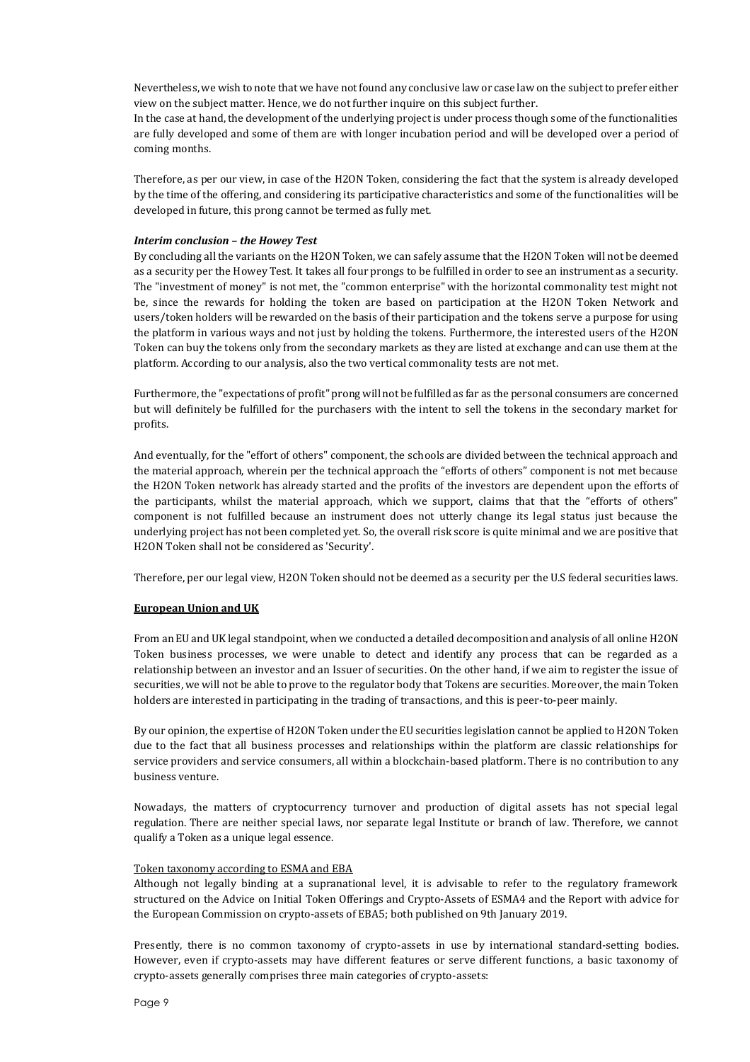Nevertheless, we wish to note that we have not found any conclusive law or case law on the subject to prefer either view on the subject matter. Hence, we do not further inquire on this subject further.
In the case at hand, the development of the underlying project is under process though some of the functionalities are fully developed and some of them are with longer incubation period and will be developed over a period of coming months.

Therefore, as per our view, in case of the H2ON Token, considering the fact that the system is already developed by the time of the offering, and considering its participative characteristics and some of the functionalities will be developed in future, this prong cannot be termed as fully met.

***Interim conclusion – the Howey Test***

By concluding all the variants on the H2ON Token, we can safely assume that the H2ON Token will not be deemed as a security per the Howey Test. It takes all four prongs to be fulfilled in order to see an instrument as a security. The "investment of money" is not met, the "common enterprise" with the horizontal commonality test might not be, since the rewards for holding the token are based on participation at the H2ON Token Network and users/token holders will be rewarded on the basis of their participation and the tokens serve a purpose for using the platform in various ways and not just by holding the tokens. Furthermore, the interested users of the H2ON Token can buy the tokens only from the secondary markets as they are listed at exchange and can use them at the platform. According to our analysis, also the two vertical commonality tests are not met.

Furthermore, the "expectations of profit" prong will not be fulfilled as far as the personal consumers are concerned but will definitely be fulfilled for the purchasers with the intent to sell the tokens in the secondary market for profits.

And eventually, for the "effort of others" component, the schools are divided between the technical approach and the material approach, wherein per the technical approach the "efforts of others" component is not met because the H2ON Token network has already started and the profits of the investors are dependent upon the efforts of the participants, whilst the material approach, which we support, claims that that the "efforts of others" component is not fulfilled because an instrument does not utterly change its legal status just because the underlying project has not been completed yet. So, the overall risk score is quite minimal and we are positive that H2ON Token shall not be considered as 'Security'.

Therefore, per our legal view, H2ON Token should not be deemed as a security per the U.S federal securities laws.

**European Union and UK**

From an EU and UK legal standpoint, when we conducted a detailed decomposition and analysis of all online H2ON Token business processes, we were unable to detect and identify any process that can be regarded as a relationship between an investor and an Issuer of securities. On the other hand, if we aim to register the issue of securities, we will not be able to prove to the regulator body that Tokens are securities. Moreover, the main Token holders are interested in participating in the trading of transactions, and this is peer-to-peer mainly.

By our opinion, the expertise of H2ON Token under the EU securities legislation cannot be applied to H2ON Token due to the fact that all business processes and relationships within the platform are classic relationships for service providers and service consumers, all within a blockchain-based platform. There is no contribution to any business venture.

Nowadays, the matters of cryptocurrency turnover and production of digital assets has not special legal regulation. There are neither special laws, nor separate legal Institute or branch of law. Therefore, we cannot qualify a Token as a unique legal essence.

Token taxonomy according to ESMA and EBA

Although not legally binding at a supranational level, it is advisable to refer to the regulatory framework structured on the Advice on Initial Token Offerings and Crypto-Assets of ESMA4 and the Report with advice for the European Commission on crypto-assets of EBA5; both published on 9th January 2019.

Presently, there is no common taxonomy of crypto-assets in use by international standard-setting bodies. However, even if crypto-assets may have different features or serve different functions, a basic taxonomy of crypto-assets generally comprises three main categories of crypto-assets: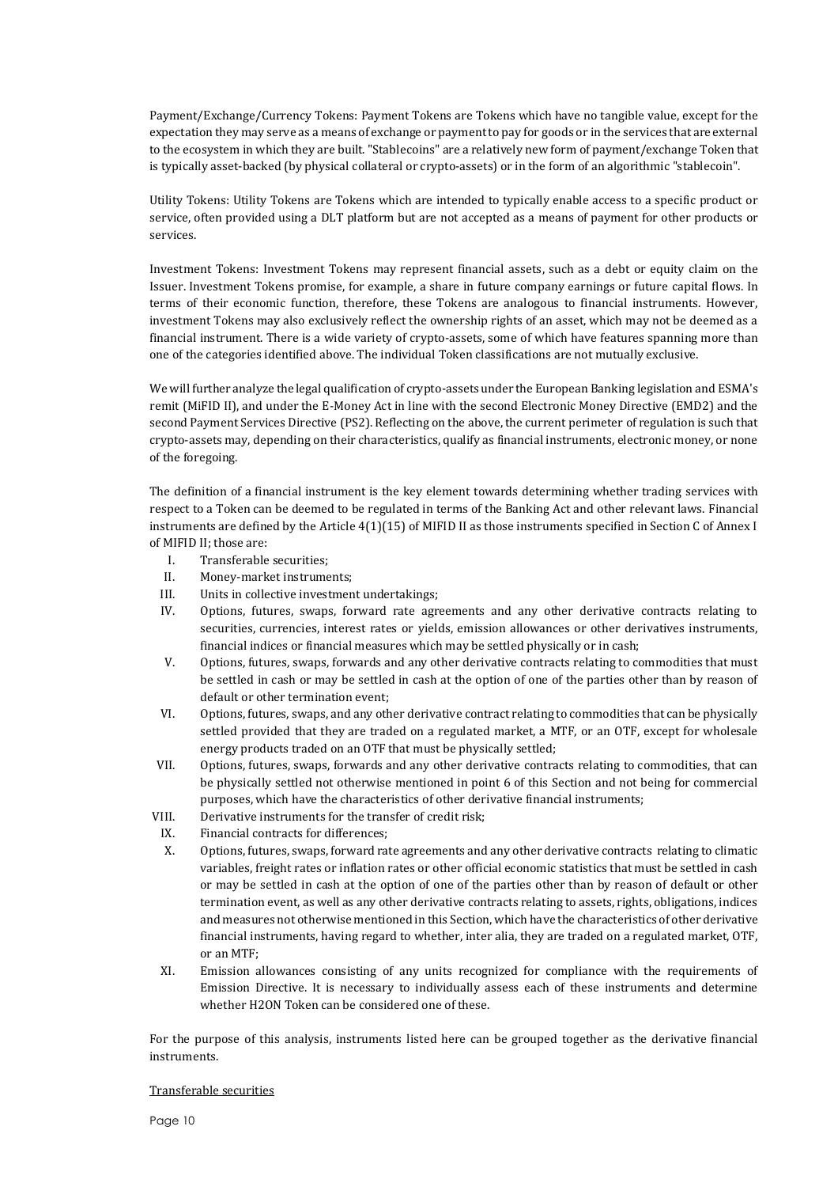Payment/Exchange/Currency Tokens: Payment Tokens are Tokens which have no tangible value, except for the expectation they may serve as a means of exchange or payment to pay for goods or in the services that are external to the ecosystem in which they are built. "Stablecoins" are a relatively new form of payment/exchange Token that is typically asset-backed (by physical collateral or crypto-assets) or in the form of an algorithmic "stablecoin".

Utility Tokens: Utility Tokens are Tokens which are intended to typically enable access to a specific product or service, often provided using a DLT platform but are not accepted as a means of payment for other products or services.

Investment Tokens: Investment Tokens may represent financial assets, such as a debt or equity claim on the Issuer. Investment Tokens promise, for example, a share in future company earnings or future capital flows. In terms of their economic function, therefore, these Tokens are analogous to financial instruments. However, investment Tokens may also exclusively reflect the ownership rights of an asset, which may not be deemed as a financial instrument. There is a wide variety of crypto-assets, some of which have features spanning more than one of the categories identified above. The individual Token classifications are not mutually exclusive.

We will further analyze the legal qualification of crypto-assets under the European Banking legislation and ESMA's remit (MiFID II), and under the E-Money Act in line with the second Electronic Money Directive (EMD2) and the second Payment Services Directive (PS2). Reflecting on the above, the current perimeter of regulation is such that crypto-assets may, depending on their characteristics, qualify as financial instruments, electronic money, or none of the foregoing.

The definition of a financial instrument is the key element towards determining whether trading services with respect to a Token can be deemed to be regulated in terms of the Banking Act and other relevant laws. Financial instruments are defined by the Article 4(1)(15) of MIFID II as those instruments specified in Section C of Annex I of MIFID II; those are:

I. Transferable securities;
II. Money-market instruments;
III. Units in collective investment undertakings;
IV. Options, futures, swaps, forward rate agreements and any other derivative contracts relating to securities, currencies, interest rates or yields, emission allowances or other derivatives instruments, financial indices or financial measures which may be settled physically or in cash;
V. Options, futures, swaps, forwards and any other derivative contracts relating to commodities that must be settled in cash or may be settled in cash at the option of one of the parties other than by reason of default or other termination event;
VI. Options, futures, swaps, and any other derivative contract relating to commodities that can be physically settled provided that they are traded on a regulated market, a MTF, or an OTF, except for wholesale energy products traded on an OTF that must be physically settled;
VII. Options, futures, swaps, forwards and any other derivative contracts relating to commodities, that can be physically settled not otherwise mentioned in point 6 of this Section and not being for commercial purposes, which have the characteristics of other derivative financial instruments;
VIII. Derivative instruments for the transfer of credit risk;
IX. Financial contracts for differences;
X. Options, futures, swaps, forward rate agreements and any other derivative contracts relating to climatic variables, freight rates or inflation rates or other official economic statistics that must be settled in cash or may be settled in cash at the option of one of the parties other than by reason of default or other termination event, as well as any other derivative contracts relating to assets, rights, obligations, indices and measures not otherwise mentioned in this Section, which have the characteristics of other derivative financial instruments, having regard to whether, inter alia, they are traded on a regulated market, OTF, or an MTF;
XI. Emission allowances consisting of any units recognized for compliance with the requirements of Emission Directive. It is necessary to individually assess each of these instruments and determine whether H2ON Token can be considered one of these.

For the purpose of this analysis, instruments listed here can be grouped together as the derivative financial instruments.

Transferable securities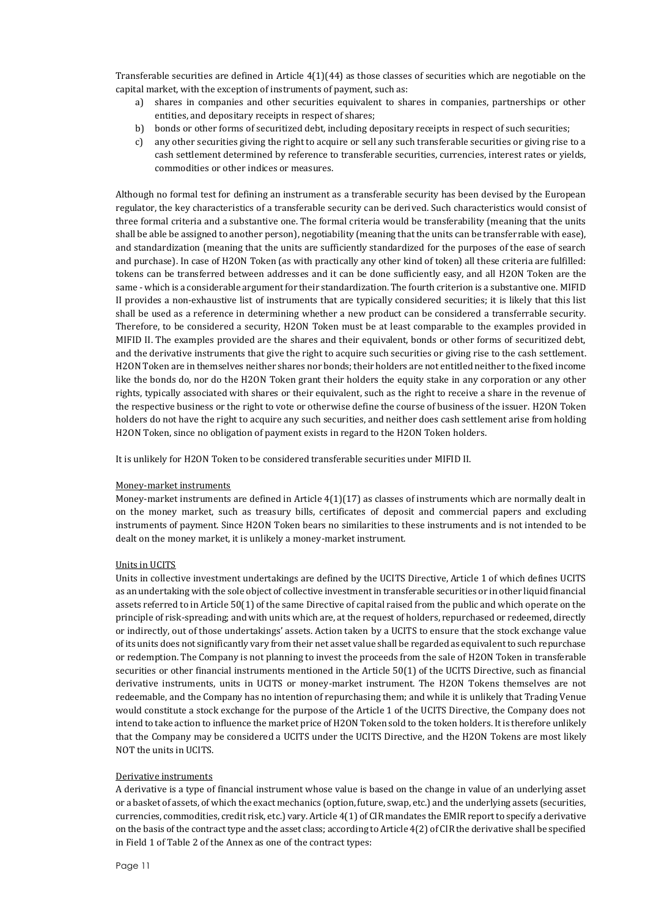Transferable securities are defined in Article 4(1)(44) as those classes of securities which are negotiable on the capital market, with the exception of instruments of payment, such as:

a) shares in companies and other securities equivalent to shares in companies, partnerships or other entities, and depositary receipts in respect of shares;
b) bonds or other forms of securitized debt, including depositary receipts in respect of such securities;
c) any other securities giving the right to acquire or sell any such transferable securities or giving rise to a cash settlement determined by reference to transferable securities, currencies, interest rates or yields, commodities or other indices or measures.

Although no formal test for defining an instrument as a transferable security has been devised by the European regulator, the key characteristics of a transferable security can be derived. Such characteristics would consist of three formal criteria and a substantive one. The formal criteria would be transferability (meaning that the units shall be able be assigned to another person), negotiability (meaning that the units can be transferrable with ease), and standardization (meaning that the units are sufficiently standardized for the purposes of the ease of search and purchase). In case of H2ON Token (as with practically any other kind of token) all these criteria are fulfilled: tokens can be transferred between addresses and it can be done sufficiently easy, and all H2ON Token are the same - which is a considerable argument for their standardization. The fourth criterion is a substantive one. MIFID II provides a non-exhaustive list of instruments that are typically considered securities; it is likely that this list shall be used as a reference in determining whether a new product can be considered a transferrable security. Therefore, to be considered a security, H2ON Token must be at least comparable to the examples provided in MIFID II. The examples provided are the shares and their equivalent, bonds or other forms of securitized debt, and the derivative instruments that give the right to acquire such securities or giving rise to the cash settlement. H2ON Token are in themselves neither shares nor bonds; their holders are not entitled neither to the fixed income like the bonds do, nor do the H2ON Token grant their holders the equity stake in any corporation or any other rights, typically associated with shares or their equivalent, such as the right to receive a share in the revenue of the respective business or the right to vote or otherwise define the course of business of the issuer. H2ON Token holders do not have the right to acquire any such securities, and neither does cash settlement arise from holding H2ON Token, since no obligation of payment exists in regard to the H2ON Token holders.

It is unlikely for H2ON Token to be considered transferable securities under MIFID II.

<u>Money-market instruments</u>

Money-market instruments are defined in Article 4(1)(17) as classes of instruments which are normally dealt in on the money market, such as treasury bills, certificates of deposit and commercial papers and excluding instruments of payment. Since H2ON Token bears no similarities to these instruments and is not intended to be dealt on the money market, it is unlikely a money-market instrument.

<u>Units in UCITS</u>

Units in collective investment undertakings are defined by the UCITS Directive, Article 1 of which defines UCITS as an undertaking with the sole object of collective investment in transferable securities or in other liquid financial assets referred to in Article 50(1) of the same Directive of capital raised from the public and which operate on the principle of risk-spreading; and with units which are, at the request of holders, repurchased or redeemed, directly or indirectly, out of those undertakings' assets. Action taken by a UCITS to ensure that the stock exchange value of its units does not significantly vary from their net asset value shall be regarded as equivalent to such repurchase or redemption. The Company is not planning to invest the proceeds from the sale of H2ON Token in transferable securities or other financial instruments mentioned in the Article 50(1) of the UCITS Directive, such as financial derivative instruments, units in UCITS or money-market instrument. The H2ON Tokens themselves are not redeemable, and the Company has no intention of repurchasing them; and while it is unlikely that Trading Venue would constitute a stock exchange for the purpose of the Article 1 of the UCITS Directive, the Company does not intend to take action to influence the market price of H2ON Token sold to the token holders. It is therefore unlikely that the Company may be considered a UCITS under the UCITS Directive, and the H2ON Tokens are most likely NOT the units in UCITS.

<u>Derivative instruments</u>

A derivative is a type of financial instrument whose value is based on the change in value of an underlying asset or a basket of assets, of which the exact mechanics (option, future, swap, etc.) and the underlying assets (securities, currencies, commodities, credit risk, etc.) vary. Article 4(1) of CIR mandates the EMIR report to specify a derivative on the basis of the contract type and the asset class; according to Article 4(2) of CIR the derivative shall be specified in Field 1 of Table 2 of the Annex as one of the contract types: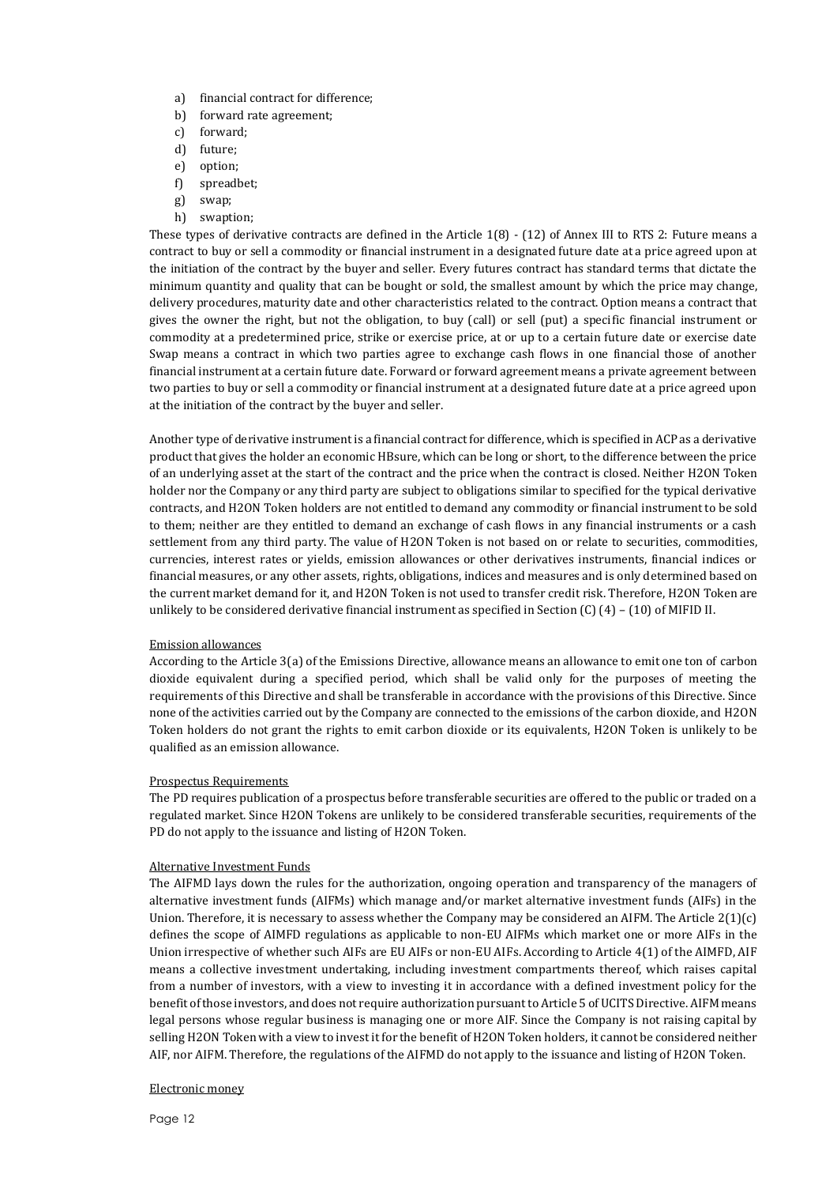a) financial contract for difference;
b) forward rate agreement;
c) forward;
d) future;
e) option;
f) spreadbet;
g) swap;
h) swaption;

These types of derivative contracts are defined in the Article 1(8) - (12) of Annex III to RTS 2: Future means a contract to buy or sell a commodity or financial instrument in a designated future date at a price agreed upon at the initiation of the contract by the buyer and seller. Every futures contract has standard terms that dictate the minimum quantity and quality that can be bought or sold, the smallest amount by which the price may change, delivery procedures, maturity date and other characteristics related to the contract. Option means a contract that gives the owner the right, but not the obligation, to buy (call) or sell (put) a specific financial instrument or commodity at a predetermined price, strike or exercise price, at or up to a certain future date or exercise date Swap means a contract in which two parties agree to exchange cash flows in one financial those of another financial instrument at a certain future date. Forward or forward agreement means a private agreement between two parties to buy or sell a commodity or financial instrument at a designated future date at a price agreed upon at the initiation of the contract by the buyer and seller.

Another type of derivative instrument is a financial contract for difference, which is specified in ACP as a derivative product that gives the holder an economic HBsure, which can be long or short, to the difference between the price of an underlying asset at the start of the contract and the price when the contract is closed. Neither H2ON Token holder nor the Company or any third party are subject to obligations similar to specified for the typical derivative contracts, and H2ON Token holders are not entitled to demand any commodity or financial instrument to be sold to them; neither are they entitled to demand an exchange of cash flows in any financial instruments or a cash settlement from any third party. The value of H2ON Token is not based on or relate to securities, commodities, currencies, interest rates or yields, emission allowances or other derivatives instruments, financial indices or financial measures, or any other assets, rights, obligations, indices and measures and is only determined based on the current market demand for it, and H2ON Token is not used to transfer credit risk. Therefore, H2ON Token are unlikely to be considered derivative financial instrument as specified in Section (C) (4) – (10) of MIFID II.

Emission allowances

According to the Article 3(a) of the Emissions Directive, allowance means an allowance to emit one ton of carbon dioxide equivalent during a specified period, which shall be valid only for the purposes of meeting the requirements of this Directive and shall be transferable in accordance with the provisions of this Directive. Since none of the activities carried out by the Company are connected to the emissions of the carbon dioxide, and H2ON Token holders do not grant the rights to emit carbon dioxide or its equivalents, H2ON Token is unlikely to be qualified as an emission allowance.

Prospectus Requirements

The PD requires publication of a prospectus before transferable securities are offered to the public or traded on a regulated market. Since H2ON Tokens are unlikely to be considered transferable securities, requirements of the PD do not apply to the issuance and listing of H2ON Token.

Alternative Investment Funds

The AIFMD lays down the rules for the authorization, ongoing operation and transparency of the managers of alternative investment funds (AIFMs) which manage and/or market alternative investment funds (AIFs) in the Union. Therefore, it is necessary to assess whether the Company may be considered an AIFM. The Article 2(1)(c) defines the scope of AIMFD regulations as applicable to non-EU AIFMs which market one or more AIFs in the Union irrespective of whether such AIFs are EU AIFs or non-EU AIFs. According to Article 4(1) of the AIMFD, AIF means a collective investment undertaking, including investment compartments thereof, which raises capital from a number of investors, with a view to investing it in accordance with a defined investment policy for the benefit of those investors, and does not require authorization pursuant to Article 5 of UCITS Directive. AIFM means legal persons whose regular business is managing one or more AIF. Since the Company is not raising capital by selling H2ON Token with a view to invest it for the benefit of H2ON Token holders, it cannot be considered neither AIF, nor AIFM. Therefore, the regulations of the AIFMD do not apply to the issuance and listing of H2ON Token.

Electronic money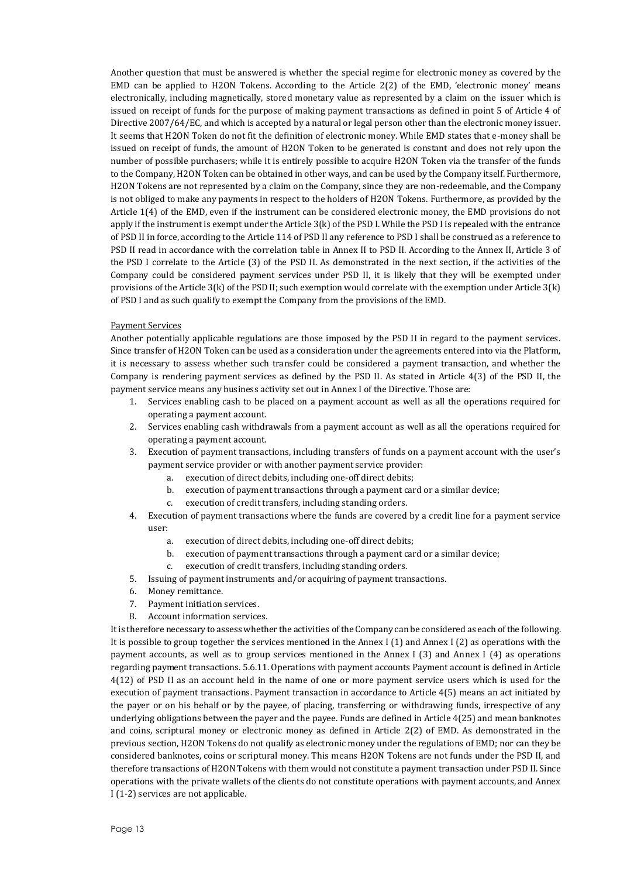Another question that must be answered is whether the special regime for electronic money as covered by the EMD can be applied to H2ON Tokens. According to the Article 2(2) of the EMD, 'electronic money' means electronically, including magnetically, stored monetary value as represented by a claim on the issuer which is issued on receipt of funds for the purpose of making payment transactions as defined in point 5 of Article 4 of Directive 2007/64/EC, and which is accepted by a natural or legal person other than the electronic money issuer. It seems that H2ON Token do not fit the definition of electronic money. While EMD states that e-money shall be issued on receipt of funds, the amount of H2ON Token to be generated is constant and does not rely upon the number of possible purchasers; while it is entirely possible to acquire H2ON Token via the transfer of the funds to the Company, H2ON Token can be obtained in other ways, and can be used by the Company itself. Furthermore, H2ON Tokens are not represented by a claim on the Company, since they are non-redeemable, and the Company is not obliged to make any payments in respect to the holders of H2ON Tokens. Furthermore, as provided by the Article 1(4) of the EMD, even if the instrument can be considered electronic money, the EMD provisions do not apply if the instrument is exempt under the Article 3(k) of the PSD I. While the PSD I is repealed with the entrance of PSD II in force, according to the Article 114 of PSD II any reference to PSD I shall be construed as a reference to PSD II read in accordance with the correlation table in Annex II to PSD II. According to the Annex II, Article 3 of the PSD I correlate to the Article (3) of the PSD II. As demonstrated in the next section, if the activities of the Company could be considered payment services under PSD II, it is likely that they will be exempted under provisions of the Article 3(k) of the PSD II; such exemption would correlate with the exemption under Article 3(k) of PSD I and as such qualify to exempt the Company from the provisions of the EMD.

Payment Services

Another potentially applicable regulations are those imposed by the PSD II in regard to the payment services. Since transfer of H2ON Token can be used as a consideration under the agreements entered into via the Platform, it is necessary to assess whether such transfer could be considered a payment transaction, and whether the Company is rendering payment services as defined by the PSD II. As stated in Article 4(3) of the PSD II, the payment service means any business activity set out in Annex I of the Directive. Those are:

1. Services enabling cash to be placed on a payment account as well as all the operations required for operating a payment account.
2. Services enabling cash withdrawals from a payment account as well as all the operations required for operating a payment account.
3. Execution of payment transactions, including transfers of funds on a payment account with the user's payment service provider or with another payment service provider:
   a. execution of direct debits, including one-off direct debits;
   b. execution of payment transactions through a payment card or a similar device;
   c. execution of credit transfers, including standing orders.
4. Execution of payment transactions where the funds are covered by a credit line for a payment service user:
   a. execution of direct debits, including one-off direct debits;
   b. execution of payment transactions through a payment card or a similar device;
   c. execution of credit transfers, including standing orders.
5. Issuing of payment instruments and/or acquiring of payment transactions.
6. Money remittance.
7. Payment initiation services.
8. Account information services.

It is therefore necessary to assess whether the activities of the Company can be considered as each of the following. It is possible to group together the services mentioned in the Annex I (1) and Annex I (2) as operations with the payment accounts, as well as to group services mentioned in the Annex I (3) and Annex I (4) as operations regarding payment transactions. 5.6.11. Operations with payment accounts Payment account is defined in Article 4(12) of PSD II as an account held in the name of one or more payment service users which is used for the execution of payment transactions. Payment transaction in accordance to Article 4(5) means an act initiated by the payer or on his behalf or by the payee, of placing, transferring or withdrawing funds, irrespective of any underlying obligations between the payer and the payee. Funds are defined in Article 4(25) and mean banknotes and coins, scriptural money or electronic money as defined in Article 2(2) of EMD. As demonstrated in the previous section, H2ON Tokens do not qualify as electronic money under the regulations of EMD; nor can they be considered banknotes, coins or scriptural money. This means H2ON Tokens are not funds under the PSD II, and therefore transactions of H2ON Tokens with them would not constitute a payment transaction under PSD II. Since operations with the private wallets of the clients do not constitute operations with payment accounts, and Annex I (1-2) services are not applicable.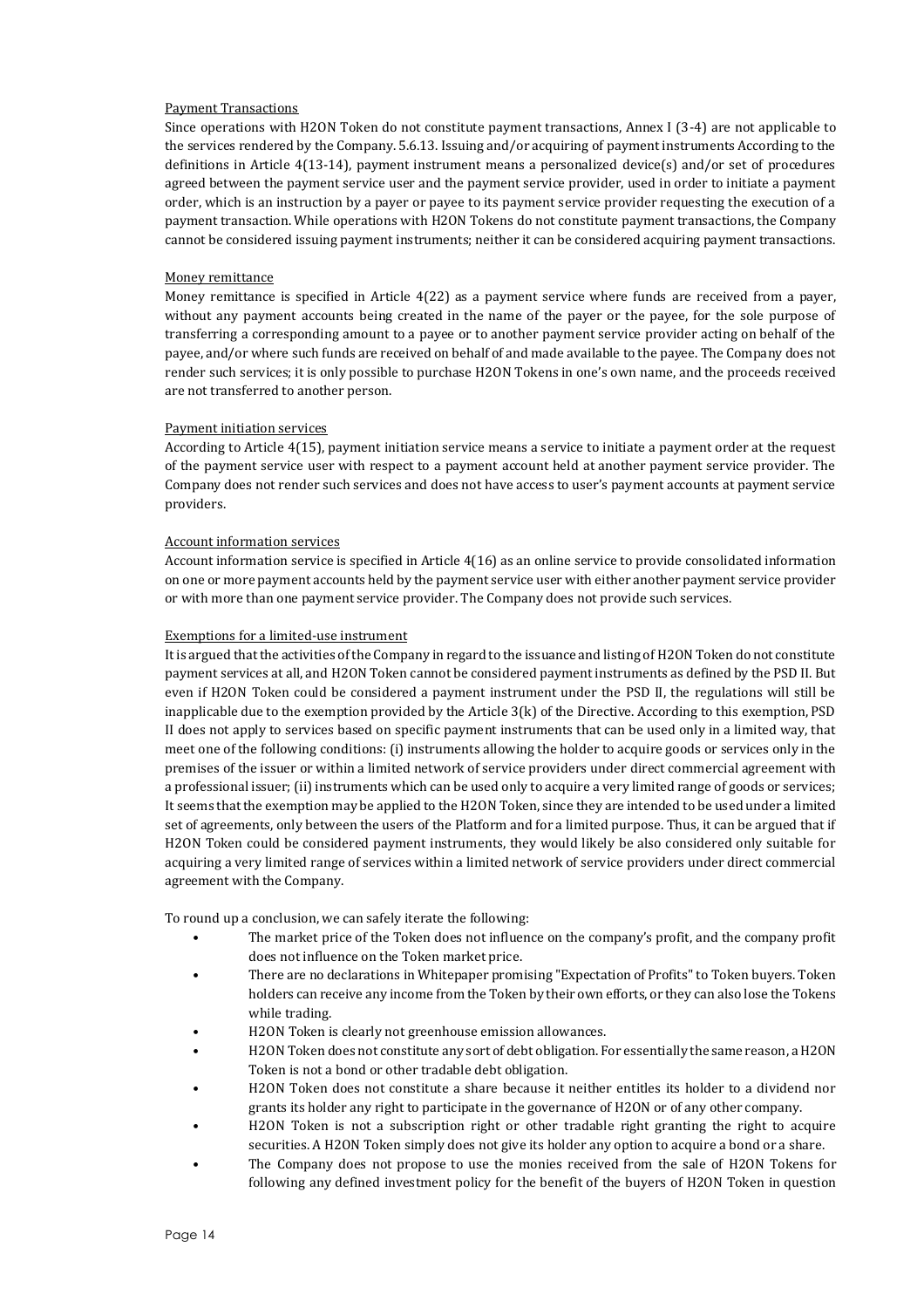Payment Transactions

Since operations with H2ON Token do not constitute payment transactions, Annex I (3-4) are not applicable to the services rendered by the Company. 5.6.13. Issuing and/or acquiring of payment instruments According to the definitions in Article 4(13-14), payment instrument means a personalized device(s) and/or set of procedures agreed between the payment service user and the payment service provider, used in order to initiate a payment order, which is an instruction by a payer or payee to its payment service provider requesting the execution of a payment transaction. While operations with H2ON Tokens do not constitute payment transactions, the Company cannot be considered issuing payment instruments; neither it can be considered acquiring payment transactions.

Money remittance

Money remittance is specified in Article 4(22) as a payment service where funds are received from a payer, without any payment accounts being created in the name of the payer or the payee, for the sole purpose of transferring a corresponding amount to a payee or to another payment service provider acting on behalf of the payee, and/or where such funds are received on behalf of and made available to the payee. The Company does not render such services; it is only possible to purchase H2ON Tokens in one's own name, and the proceeds received are not transferred to another person.

Payment initiation services

According to Article 4(15), payment initiation service means a service to initiate a payment order at the request of the payment service user with respect to a payment account held at another payment service provider. The Company does not render such services and does not have access to user's payment accounts at payment service providers.

Account information services

Account information service is specified in Article 4(16) as an online service to provide consolidated information on one or more payment accounts held by the payment service user with either another payment service provider or with more than one payment service provider. The Company does not provide such services.

Exemptions for a limited-use instrument

It is argued that the activities of the Company in regard to the issuance and listing of H2ON Token do not constitute payment services at all, and H2ON Token cannot be considered payment instruments as defined by the PSD II. But even if H2ON Token could be considered a payment instrument under the PSD II, the regulations will still be inapplicable due to the exemption provided by the Article 3(k) of the Directive. According to this exemption, PSD II does not apply to services based on specific payment instruments that can be used only in a limited way, that meet one of the following conditions: (i) instruments allowing the holder to acquire goods or services only in the premises of the issuer or within a limited network of service providers under direct commercial agreement with a professional issuer; (ii) instruments which can be used only to acquire a very limited range of goods or services; It seems that the exemption may be applied to the H2ON Token, since they are intended to be used under a limited set of agreements, only between the users of the Platform and for a limited purpose. Thus, it can be argued that if H2ON Token could be considered payment instruments, they would likely be also considered only suitable for acquiring a very limited range of services within a limited network of service providers under direct commercial agreement with the Company.

To round up a conclusion, we can safely iterate the following:

- The market price of the Token does not influence on the company's profit, and the company profit does not influence on the Token market price.
- There are no declarations in Whitepaper promising "Expectation of Profits" to Token buyers. Token holders can receive any income from the Token by their own efforts, or they can also lose the Tokens while trading.
- H2ON Token is clearly not greenhouse emission allowances.
- H2ON Token does not constitute any sort of debt obligation. For essentially the same reason, a H2ON Token is not a bond or other tradable debt obligation.
- H2ON Token does not constitute a share because it neither entitles its holder to a dividend nor grants its holder any right to participate in the governance of H2ON or of any other company.
- H2ON Token is not a subscription right or other tradable right granting the right to acquire securities. A H2ON Token simply does not give its holder any option to acquire a bond or a share.
- The Company does not propose to use the monies received from the sale of H2ON Tokens for following any defined investment policy for the benefit of the buyers of H2ON Token in question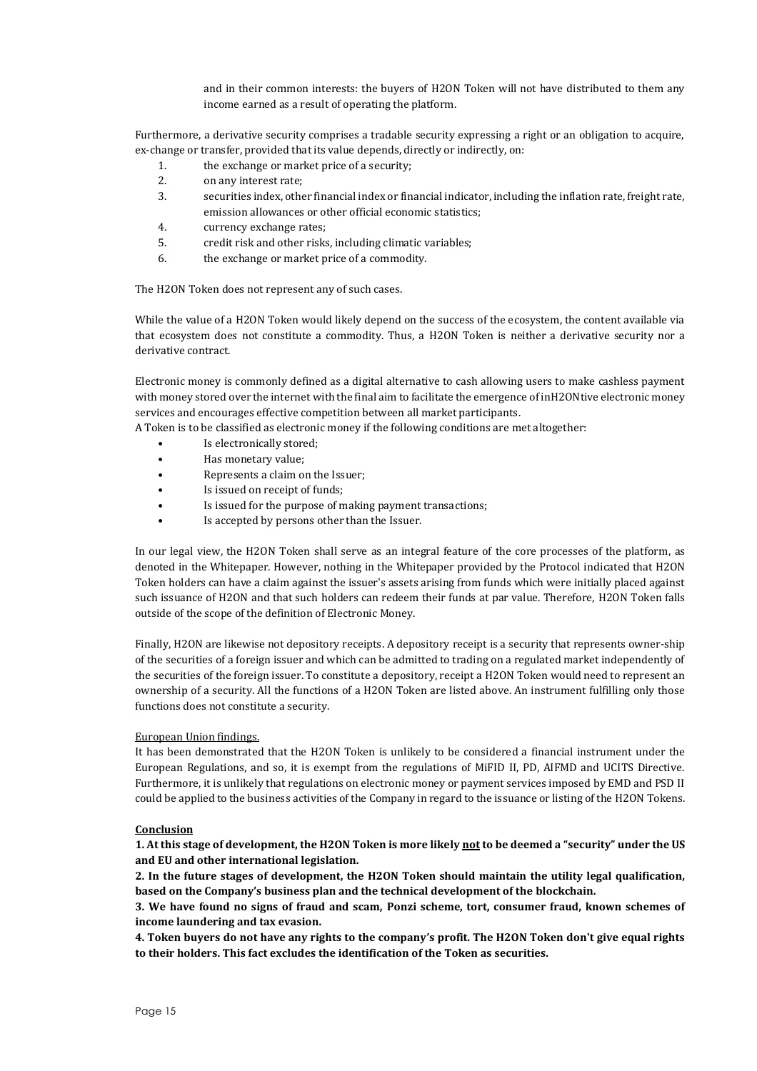and in their common interests: the buyers of H2ON Token will not have distributed to them any income earned as a result of operating the platform.

Furthermore, a derivative security comprises a tradable security expressing a right or an obligation to acquire, ex-change or transfer, provided that its value depends, directly or indirectly, on:

1. the exchange or market price of a security;
2. on any interest rate;
3. securities index, other financial index or financial indicator, including the inflation rate, freight rate, emission allowances or other official economic statistics;
4. currency exchange rates;
5. credit risk and other risks, including climatic variables;
6. the exchange or market price of a commodity.

The H2ON Token does not represent any of such cases.

While the value of a H2ON Token would likely depend on the success of the ecosystem, the content available via that ecosystem does not constitute a commodity. Thus, a H2ON Token is neither a derivative security nor a derivative contract.

Electronic money is commonly defined as a digital alternative to cash allowing users to make cashless payment with money stored over the internet with the final aim to facilitate the emergence of inH2ONtive electronic money services and encourages effective competition between all market participants.
A Token is to be classified as electronic money if the following conditions are met altogether:

- Is electronically stored;
- Has monetary value;
- Represents a claim on the Issuer;
- Is issued on receipt of funds;
- Is issued for the purpose of making payment transactions;
- Is accepted by persons other than the Issuer.

In our legal view, the H2ON Token shall serve as an integral feature of the core processes of the platform, as denoted in the Whitepaper. However, nothing in the Whitepaper provided by the Protocol indicated that H2ON Token holders can have a claim against the issuer's assets arising from funds which were initially placed against such issuance of H2ON and that such holders can redeem their funds at par value. Therefore, H2ON Token falls outside of the scope of the definition of Electronic Money.

Finally, H2ON are likewise not depository receipts. A depository receipt is a security that represents owner-ship of the securities of a foreign issuer and which can be admitted to trading on a regulated market independently of the securities of the foreign issuer. To constitute a depository, receipt a H2ON Token would need to represent an ownership of a security. All the functions of a H2ON Token are listed above. An instrument fulfilling only those functions does not constitute a security.

European Union findings.

It has been demonstrated that the H2ON Token is unlikely to be considered a financial instrument under the European Regulations, and so, it is exempt from the regulations of MiFID II, PD, AIFMD and UCITS Directive. Furthermore, it is unlikely that regulations on electronic money or payment services imposed by EMD and PSD II could be applied to the business activities of the Company in regard to the issuance or listing of the H2ON Tokens.

**Conclusion**

**1. At this stage of development, the H2ON Token is more likely not to be deemed a "security" under the US and EU and other international legislation.**

**2. In the future stages of development, the H2ON Token should maintain the utility legal qualification, based on the Company's business plan and the technical development of the blockchain.**

**3. We have found no signs of fraud and scam, Ponzi scheme, tort, consumer fraud, known schemes of income laundering and tax evasion.**

**4. Token buyers do not have any rights to the company's profit. The H2ON Token don't give equal rights to their holders. This fact excludes the identification of the Token as securities.**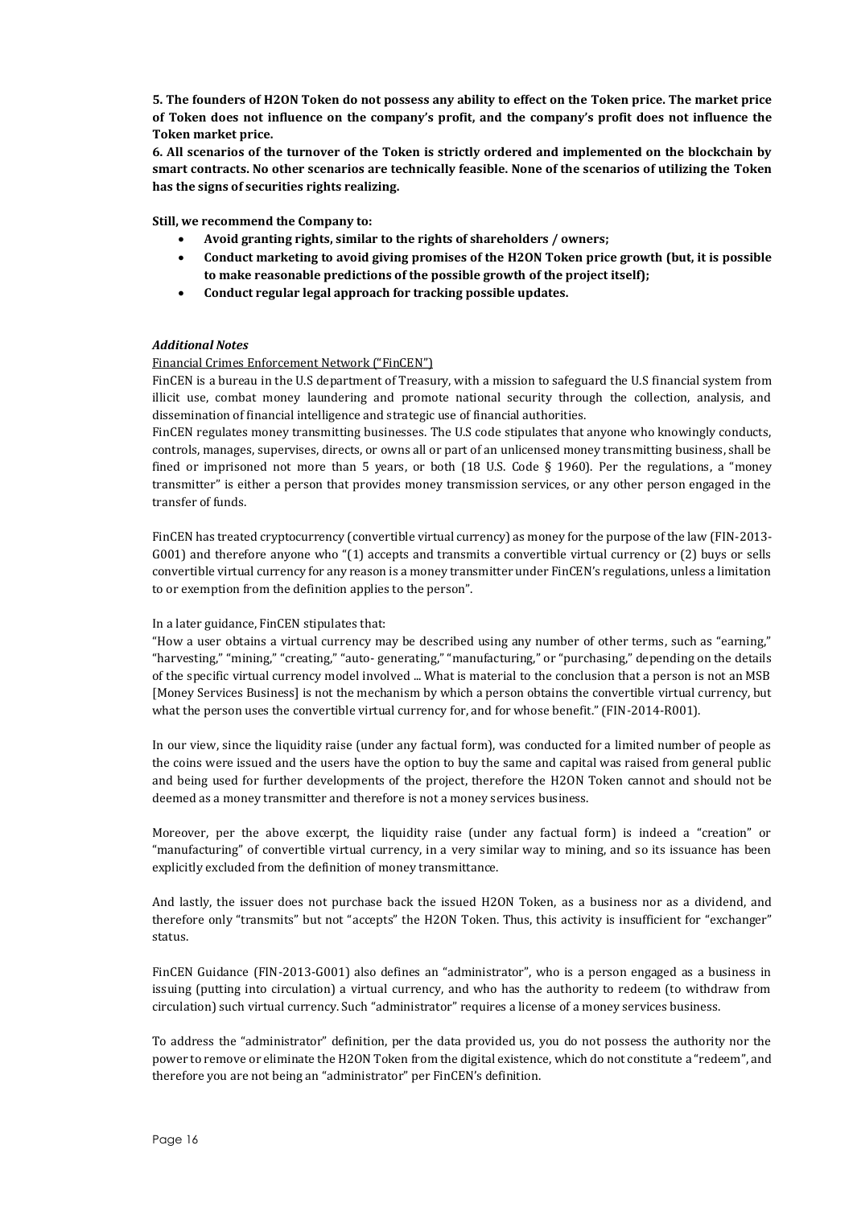**5. The founders of H2ON Token do not possess any ability to effect on the Token price. The market price of Token does not influence on the company's profit, and the company's profit does not influence the Token market price.**

**6. All scenarios of the turnover of the Token is strictly ordered and implemented on the blockchain by smart contracts. No other scenarios are technically feasible. None of the scenarios of utilizing the Token has the signs of securities rights realizing.**

**Still, we recommend the Company to:**

- **Avoid granting rights, similar to the rights of shareholders / owners;**
- **Conduct marketing to avoid giving promises of the H2ON Token price growth (but, it is possible to make reasonable predictions of the possible growth of the project itself);**
- **Conduct regular legal approach for tracking possible updates.**

***Additional Notes***

Financial Crimes Enforcement Network ("FinCEN")

FinCEN is a bureau in the U.S department of Treasury, with a mission to safeguard the U.S financial system from illicit use, combat money laundering and promote national security through the collection, analysis, and dissemination of financial intelligence and strategic use of financial authorities.

FinCEN regulates money transmitting businesses. The U.S code stipulates that anyone who knowingly conducts, controls, manages, supervises, directs, or owns all or part of an unlicensed money transmitting business, shall be fined or imprisoned not more than 5 years, or both (18 U.S. Code § 1960). Per the regulations, a "money transmitter" is either a person that provides money transmission services, or any other person engaged in the transfer of funds.

FinCEN has treated cryptocurrency (convertible virtual currency) as money for the purpose of the law (FIN-2013-G001) and therefore anyone who "(1) accepts and transmits a convertible virtual currency or (2) buys or sells convertible virtual currency for any reason is a money transmitter under FinCEN's regulations, unless a limitation to or exemption from the definition applies to the person".

In a later guidance, FinCEN stipulates that:

"How a user obtains a virtual currency may be described using any number of other terms, such as "earning," "harvesting," "mining," "creating," "auto- generating," "manufacturing," or "purchasing," depending on the details of the specific virtual currency model involved ... What is material to the conclusion that a person is not an MSB [Money Services Business] is not the mechanism by which a person obtains the convertible virtual currency, but what the person uses the convertible virtual currency for, and for whose benefit." (FIN-2014-R001).

In our view, since the liquidity raise (under any factual form), was conducted for a limited number of people as the coins were issued and the users have the option to buy the same and capital was raised from general public and being used for further developments of the project, therefore the H2ON Token cannot and should not be deemed as a money transmitter and therefore is not a money services business.

Moreover, per the above excerpt, the liquidity raise (under any factual form) is indeed a "creation" or "manufacturing" of convertible virtual currency, in a very similar way to mining, and so its issuance has been explicitly excluded from the definition of money transmittance.

And lastly, the issuer does not purchase back the issued H2ON Token, as a business nor as a dividend, and therefore only "transmits" but not "accepts" the H2ON Token. Thus, this activity is insufficient for "exchanger" status.

FinCEN Guidance (FIN-2013-G001) also defines an "administrator", who is a person engaged as a business in issuing (putting into circulation) a virtual currency, and who has the authority to redeem (to withdraw from circulation) such virtual currency. Such "administrator" requires a license of a money services business.

To address the "administrator" definition, per the data provided us, you do not possess the authority nor the power to remove or eliminate the H2ON Token from the digital existence, which do not constitute a "redeem", and therefore you are not being an "administrator" per FinCEN's definition.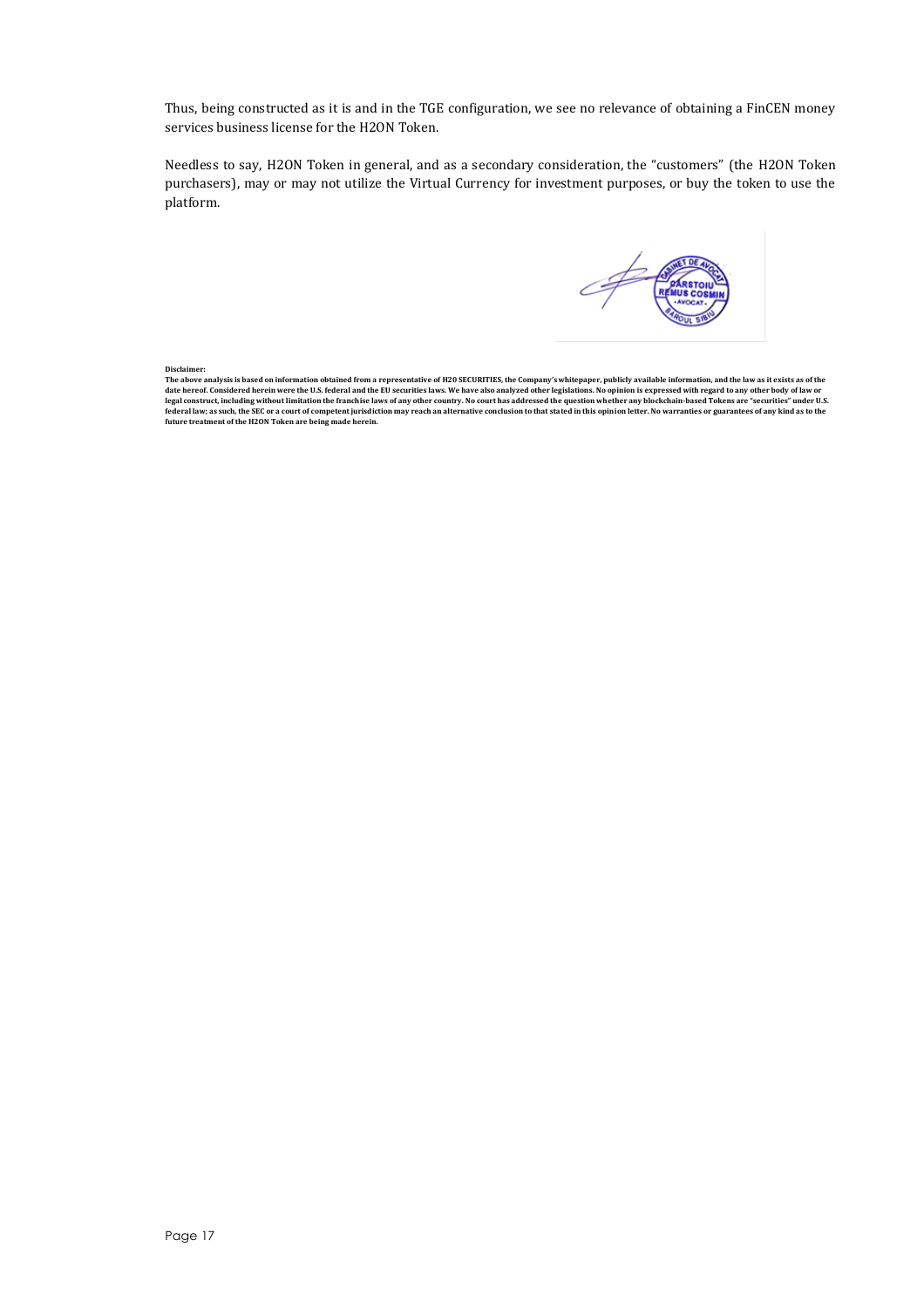Thus, being constructed as it is and in the TGE configuration, we see no relevance of obtaining a FinCEN money services business license for the H2ON Token.

Needless to say, H2ON Token in general, and as a secondary consideration, the "customers" (the H2ON Token purchasers), may or may not utilize the Virtual Currency for investment purposes, or buy the token to use the platform.

**Disclaimer:**
**The above analysis is based on information obtained from a representative of H20 SECURITIES, the Company's whitepaper, publicly available information, and the law as it exists as of the date hereof. Considered herein were the U.S. federal and the EU securities laws. We have also analyzed other legislations. No opinion is expressed with regard to any other body of law or legal construct, including without limitation the franchise laws of any other country. No court has addressed the question whether any blockchain-based Tokens are "securities" under U.S. federal law; as such, the SEC or a court of competent jurisdiction may reach an alternative conclusion to that stated in this opinion letter. No warranties or guarantees of any kind as to the future treatment of the H2ON Token are being made herein.**